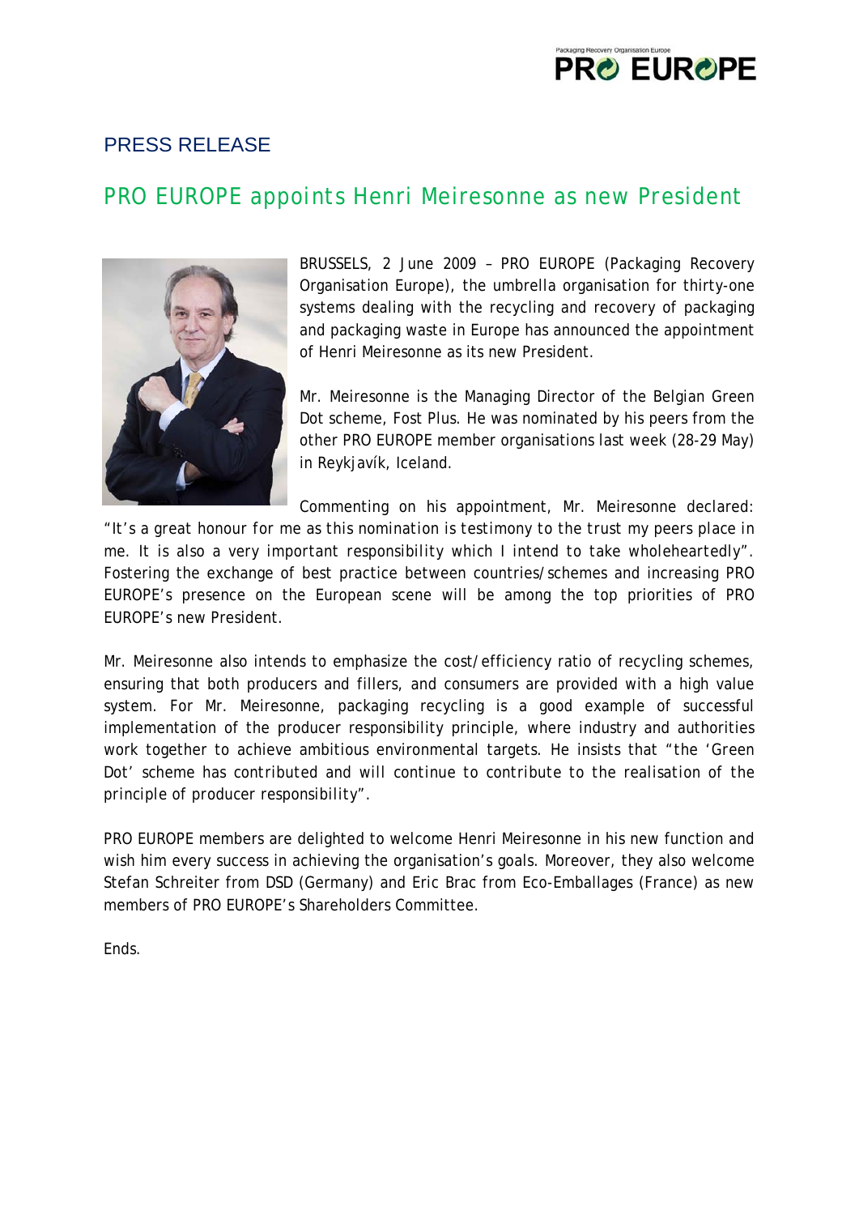# PRESS RELEASE

## PRO EUROPE appoints Henri Meiresonne as new President

BRUSSELS, 2 June 2009 – PRO EUROPE (Packaging Recovery Organisation Europe), the umbrella organisation for thirty-one systems dealing with the recycling and recovery of packaging and packaging waste in Europe has announced the appointment of Henri Meiresonne as its new President.

Mr. Meiresonne is the Managing Director of the Belgian Green Dot scheme, Fost Plus. He was nominated by his peers from the other PRO EUROPE member organisations last week (28-29 May) in Reykjavík, Iceland.

Commenting on his appointment, Mr. Meiresonne declared: *"It's a great honour for me as this nomination is testimony to the trust my peers place in me. It is also a very important responsibility which I intend to take wholeheartedly"*. Fostering the exchange of best practice between countries/schemes and increasing PRO EUROPE's presence on the European scene will be among the top priorities of PRO EUROPE's new President.

Mr. Meiresonne also intends to emphasize the cost/efficiency ratio of recycling schemes, ensuring that both producers and fillers, and consumers are provided with a high value system. For Mr. Meiresonne, packaging recycling is a good example of successful implementation of the producer responsibility principle, where industry and authorities work together to achieve ambitious environmental targets. He insists that *"the 'Green Dot' scheme has contributed and will continue to contribute to the realisation of the principle of producer responsibility"*.

PRO EUROPE members are delighted to welcome Henri Meiresonne in his new function and wish him every success in achieving the organisation's goals. Moreover, they also welcome Stefan Schreiter from DSD (Germany) and Eric Brac from Eco-Emballages (France) as new members of PRO EUROPE's Shareholders Committee.

Ends.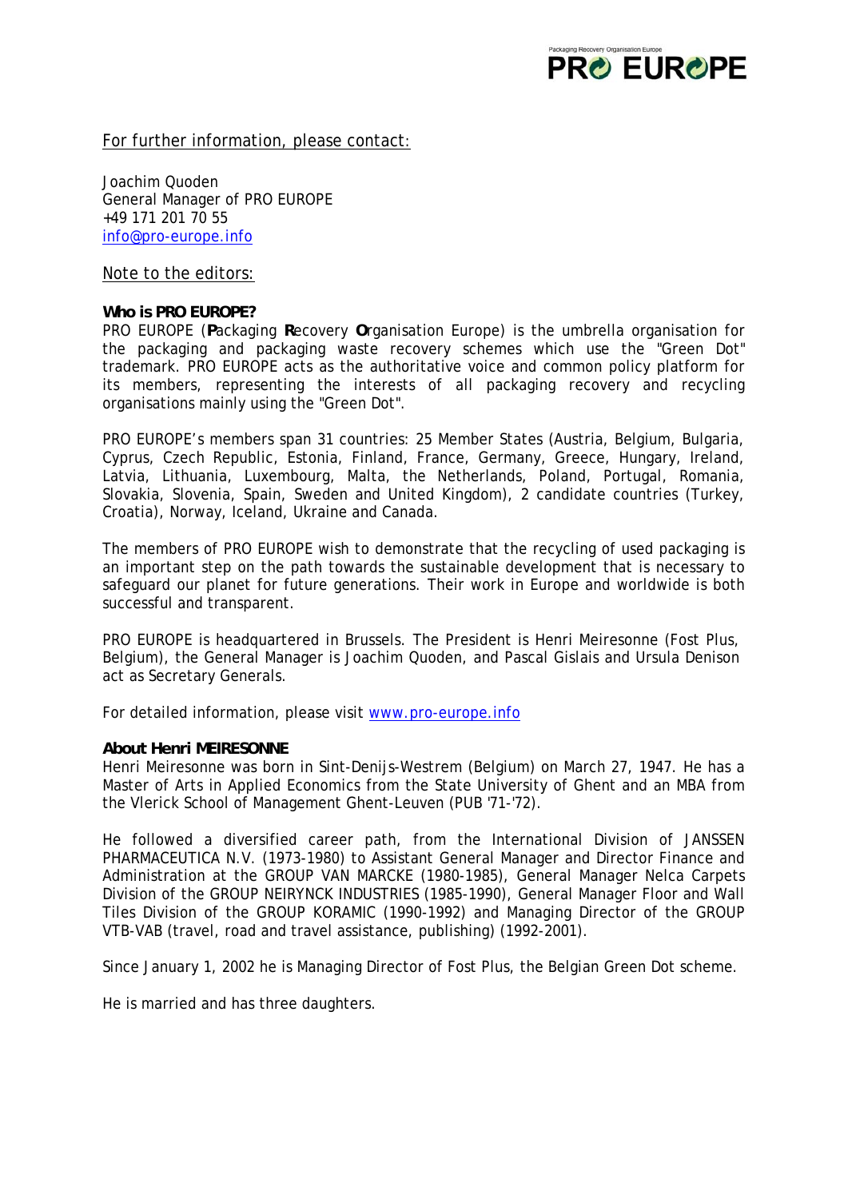For further information, please contact:

Joachim Quoden
General Manager of PRO EUROPE
+49 171 201 70 55
info@pro-europe.info

Note to the editors:

**Who is PRO EUROPE?**

PRO EUROPE (**P**ackaging **R**ecovery **O**rganisation Europe) is the umbrella organisation for the packaging and packaging waste recovery schemes which use the "Green Dot" trademark. PRO EUROPE acts as the authoritative voice and common policy platform for its members, representing the interests of all packaging recovery and recycling organisations mainly using the "Green Dot".

PRO EUROPE's members span 31 countries: 25 Member States (Austria, Belgium, Bulgaria, Cyprus, Czech Republic, Estonia, Finland, France, Germany, Greece, Hungary, Ireland, Latvia, Lithuania, Luxembourg, Malta, the Netherlands, Poland, Portugal, Romania, Slovakia, Slovenia, Spain, Sweden and United Kingdom), 2 candidate countries (Turkey, Croatia), Norway, Iceland, Ukraine and Canada.

The members of PRO EUROPE wish to demonstrate that the recycling of used packaging is an important step on the path towards the sustainable development that is necessary to safeguard our planet for future generations. Their work in Europe and worldwide is both successful and transparent.

PRO EUROPE is headquartered in Brussels. The President is Henri Meiresonne (Fost Plus, Belgium), the General Manager is Joachim Quoden, and Pascal Gislais and Ursula Denison act as Secretary Generals.

For detailed information, please visit www.pro-europe.info

**About Henri MEIRESONNE**

Henri Meiresonne was born in Sint-Denijs-Westrem (Belgium) on March 27, 1947. He has a Master of Arts in Applied Economics from the State University of Ghent and an MBA from the Vlerick School of Management Ghent-Leuven (PUB '71-'72).

He followed a diversified career path, from the International Division of JANSSEN PHARMACEUTICA N.V. (1973-1980) to Assistant General Manager and Director Finance and Administration at the GROUP VAN MARCKE (1980-1985), General Manager Nelca Carpets Division of the GROUP NEIRYNCK INDUSTRIES (1985-1990), General Manager Floor and Wall Tiles Division of the GROUP KORAMIC (1990-1992) and Managing Director of the GROUP VTB-VAB (travel, road and travel assistance, publishing) (1992-2001).

Since January 1, 2002 he is Managing Director of Fost Plus, the Belgian Green Dot scheme.

He is married and has three daughters.